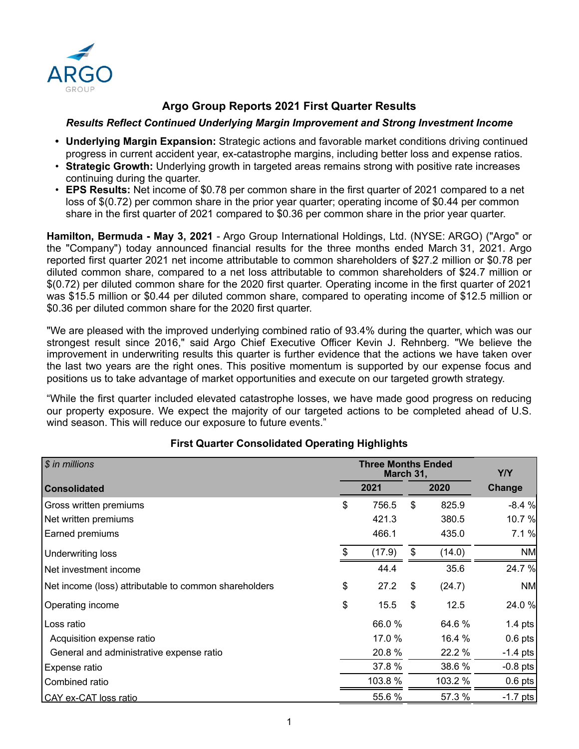# Argo Group Reports 2021 First Quarter Results

### *Results Reflect Continued Underlying Margin Improvement and Strong Investment Income*

- **Underlying Margin Expansion:** Strategic actions and favorable market conditions driving continued progress in current accident year, ex-catastrophe margins, including better loss and expense ratios.
- **Strategic Growth:** Underlying growth in targeted areas remains strong with positive rate increases continuing during the quarter.
- **EPS Results:** Net income of $0.78 per common share in the first quarter of 2021 compared to a net loss of $(0.72) per common share in the prior year quarter; operating income of $0.44 per common share in the first quarter of 2021 compared to $0.36 per common share in the prior year quarter.

**Hamilton, Bermuda - May 3, 2021** - Argo Group International Holdings, Ltd. (NYSE: ARGO) ("Argo" or the "Company") today announced financial results for the three months ended March 31, 2021. Argo reported first quarter 2021 net income attributable to common shareholders of $27.2 million or $0.78 per diluted common share, compared to a net loss attributable to common shareholders of $24.7 million or $(0.72) per diluted common share for the 2020 first quarter. Operating income in the first quarter of 2021 was $15.5 million or $0.44 per diluted common share, compared to operating income of $12.5 million or $0.36 per diluted common share for the 2020 first quarter.

"We are pleased with the improved underlying combined ratio of 93.4% during the quarter, which was our strongest result since 2016," said Argo Chief Executive Officer Kevin J. Rehnberg. "We believe the improvement in underwriting results this quarter is further evidence that the actions we have taken over the last two years are the right ones. This positive momentum is supported by our expense focus and positions us to take advantage of market opportunities and execute on our targeted growth strategy.

"While the first quarter included elevated catastrophe losses, we have made good progress on reducing our property exposure. We expect the majority of our targeted actions to be completed ahead of U.S. wind season. This will reduce our exposure to future events."

### First Quarter Consolidated Operating Highlights

| *$ in millions* | Three Months Ended March 31, | | Y/Y |
|---|---|---|---|
| **Consolidated** | **2021** | **2020** | **Change** |
| Gross written premiums | $ 756.5 | $ 825.9 | -8.4 % |
| Net written premiums | 421.3 | 380.5 | 10.7 % |
| Earned premiums | 466.1 | 435.0 | 7.1 % |
| Underwriting loss | $ (17.9) | $ (14.0) | NM |
| Net investment income | 44.4 | 35.6 | 24.7 % |
| Net income (loss) attributable to common shareholders | $ 27.2 | $ (24.7) | NM |
| Operating income | $ 15.5 | $ 12.5 | 24.0 % |
| Loss ratio | 66.0 % | 64.6 % | 1.4 pts |
| Acquisition expense ratio | 17.0 % | 16.4 % | 0.6 pts |
| General and administrative expense ratio | 20.8 % | 22.2 % | -1.4 pts |
| Expense ratio | 37.8 % | 38.6 % | -0.8 pts |
| Combined ratio | 103.8 % | 103.2 % | 0.6 pts |
| CAY ex-CAT loss ratio | 55.6 % | 57.3 % | -1.7 pts |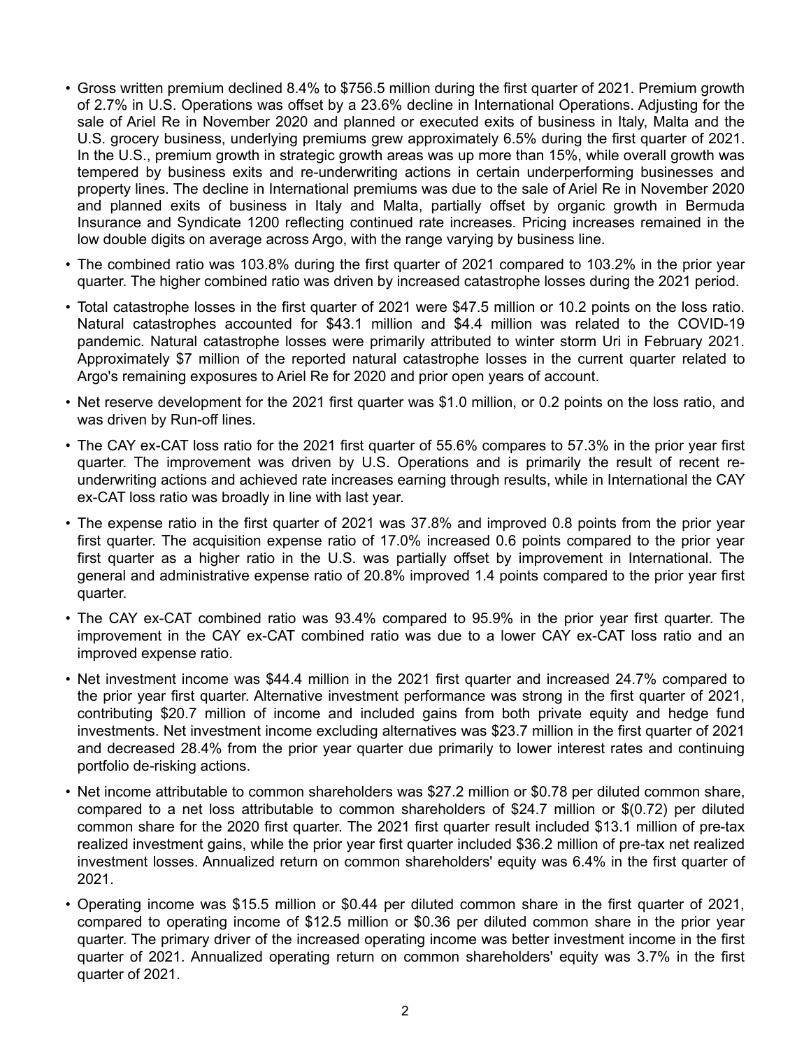- Gross written premium declined 8.4% to $756.5 million during the first quarter of 2021. Premium growth of 2.7% in U.S. Operations was offset by a 23.6% decline in International Operations. Adjusting for the sale of Ariel Re in November 2020 and planned or executed exits of business in Italy, Malta and the U.S. grocery business, underlying premiums grew approximately 6.5% during the first quarter of 2021. In the U.S., premium growth in strategic growth areas was up more than 15%, while overall growth was tempered by business exits and re-underwriting actions in certain underperforming businesses and property lines. The decline in International premiums was due to the sale of Ariel Re in November 2020 and planned exits of business in Italy and Malta, partially offset by organic growth in Bermuda Insurance and Syndicate 1200 reflecting continued rate increases. Pricing increases remained in the low double digits on average across Argo, with the range varying by business line.
- The combined ratio was 103.8% during the first quarter of 2021 compared to 103.2% in the prior year quarter. The higher combined ratio was driven by increased catastrophe losses during the 2021 period.
- Total catastrophe losses in the first quarter of 2021 were $47.5 million or 10.2 points on the loss ratio. Natural catastrophes accounted for $43.1 million and $4.4 million was related to the COVID-19 pandemic. Natural catastrophe losses were primarily attributed to winter storm Uri in February 2021. Approximately $7 million of the reported natural catastrophe losses in the current quarter related to Argo's remaining exposures to Ariel Re for 2020 and prior open years of account.
- Net reserve development for the 2021 first quarter was $1.0 million, or 0.2 points on the loss ratio, and was driven by Run-off lines.
- The CAY ex-CAT loss ratio for the 2021 first quarter of 55.6% compares to 57.3% in the prior year first quarter. The improvement was driven by U.S. Operations and is primarily the result of recent re-underwriting actions and achieved rate increases earning through results, while in International the CAY ex-CAT loss ratio was broadly in line with last year.
- The expense ratio in the first quarter of 2021 was 37.8% and improved 0.8 points from the prior year first quarter. The acquisition expense ratio of 17.0% increased 0.6 points compared to the prior year first quarter as a higher ratio in the U.S. was partially offset by improvement in International. The general and administrative expense ratio of 20.8% improved 1.4 points compared to the prior year first quarter.
- The CAY ex-CAT combined ratio was 93.4% compared to 95.9% in the prior year first quarter. The improvement in the CAY ex-CAT combined ratio was due to a lower CAY ex-CAT loss ratio and an improved expense ratio.
- Net investment income was $44.4 million in the 2021 first quarter and increased 24.7% compared to the prior year first quarter. Alternative investment performance was strong in the first quarter of 2021, contributing $20.7 million of income and included gains from both private equity and hedge fund investments. Net investment income excluding alternatives was $23.7 million in the first quarter of 2021 and decreased 28.4% from the prior year quarter due primarily to lower interest rates and continuing portfolio de-risking actions.
- Net income attributable to common shareholders was $27.2 million or $0.78 per diluted common share, compared to a net loss attributable to common shareholders of $24.7 million or $(0.72) per diluted common share for the 2020 first quarter. The 2021 first quarter result included $13.1 million of pre-tax realized investment gains, while the prior year first quarter included $36.2 million of pre-tax net realized investment losses. Annualized return on common shareholders' equity was 6.4% in the first quarter of 2021.
- Operating income was $15.5 million or $0.44 per diluted common share in the first quarter of 2021, compared to operating income of $12.5 million or $0.36 per diluted common share in the prior year quarter. The primary driver of the increased operating income was better investment income in the first quarter of 2021. Annualized operating return on common shareholders' equity was 3.7% in the first quarter of 2021.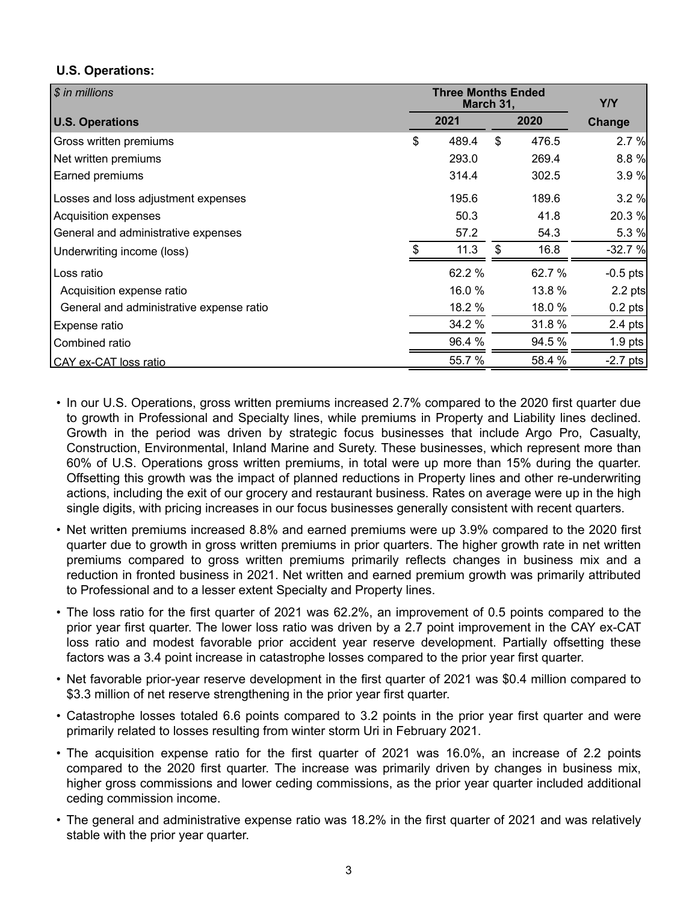**U.S. Operations:**

| *$ in millions* | Three Months Ended March 31, | | Y/Y |
|---|---|---|---|
| **U.S. Operations** | **2021** | **2020** | **Change** |
| Gross written premiums | $ 489.4 | $ 476.5 | 2.7 % |
| Net written premiums | 293.0 | 269.4 | 8.8 % |
| Earned premiums | 314.4 | 302.5 | 3.9 % |
| Losses and loss adjustment expenses | 195.6 | 189.6 | 3.2 % |
| Acquisition expenses | 50.3 | 41.8 | 20.3 % |
| General and administrative expenses | 57.2 | 54.3 | 5.3 % |
| Underwriting income (loss) | $ 11.3 | $ 16.8 | -32.7 % |
| Loss ratio | 62.2 % | 62.7 % | -0.5 pts |
| Acquisition expense ratio | 16.0 % | 13.8 % | 2.2 pts |
| General and administrative expense ratio | 18.2 % | 18.0 % | 0.2 pts |
| Expense ratio | 34.2 % | 31.8 % | 2.4 pts |
| Combined ratio | 96.4 % | 94.5 % | 1.9 pts |
| CAY ex-CAT loss ratio | 55.7 % | 58.4 % | -2.7 pts |

- In our U.S. Operations, gross written premiums increased 2.7% compared to the 2020 first quarter due to growth in Professional and Specialty lines, while premiums in Property and Liability lines declined. Growth in the period was driven by strategic focus businesses that include Argo Pro, Casualty, Construction, Environmental, Inland Marine and Surety. These businesses, which represent more than 60% of U.S. Operations gross written premiums, in total were up more than 15% during the quarter. Offsetting this growth was the impact of planned reductions in Property lines and other re-underwriting actions, including the exit of our grocery and restaurant business. Rates on average were up in the high single digits, with pricing increases in our focus businesses generally consistent with recent quarters.
- Net written premiums increased 8.8% and earned premiums were up 3.9% compared to the 2020 first quarter due to growth in gross written premiums in prior quarters. The higher growth rate in net written premiums compared to gross written premiums primarily reflects changes in business mix and a reduction in fronted business in 2021. Net written and earned premium growth was primarily attributed to Professional and to a lesser extent Specialty and Property lines.
- The loss ratio for the first quarter of 2021 was 62.2%, an improvement of 0.5 points compared to the prior year first quarter. The lower loss ratio was driven by a 2.7 point improvement in the CAY ex-CAT loss ratio and modest favorable prior accident year reserve development. Partially offsetting these factors was a 3.4 point increase in catastrophe losses compared to the prior year first quarter.
- Net favorable prior-year reserve development in the first quarter of 2021 was $0.4 million compared to $3.3 million of net reserve strengthening in the prior year first quarter.
- Catastrophe losses totaled 6.6 points compared to 3.2 points in the prior year first quarter and were primarily related to losses resulting from winter storm Uri in February 2021.
- The acquisition expense ratio for the first quarter of 2021 was 16.0%, an increase of 2.2 points compared to the 2020 first quarter. The increase was primarily driven by changes in business mix, higher gross commissions and lower ceding commissions, as the prior year quarter included additional ceding commission income.
- The general and administrative expense ratio was 18.2% in the first quarter of 2021 and was relatively stable with the prior year quarter.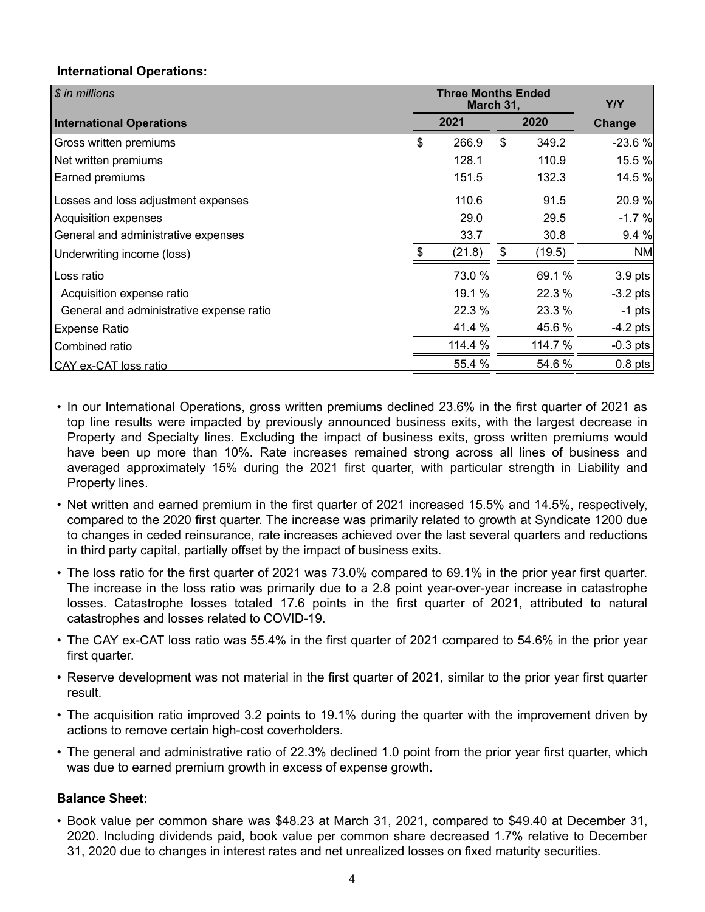**International Operations:**

| *$ in millions* | Three Months Ended March 31, | | Y/Y |
|---|---|---|---|
| **International Operations** | **2021** | **2020** | **Change** |
| Gross written premiums | $ 266.9 | $ 349.2 | -23.6 % |
| Net written premiums | 128.1 | 110.9 | 15.5 % |
| Earned premiums | 151.5 | 132.3 | 14.5 % |
| Losses and loss adjustment expenses | 110.6 | 91.5 | 20.9 % |
| Acquisition expenses | 29.0 | 29.5 | -1.7 % |
| General and administrative expenses | 33.7 | 30.8 | 9.4 % |
| Underwriting income (loss) | $ (21.8) | $ (19.5) | NM |
| Loss ratio | 73.0 % | 69.1 % | 3.9 pts |
| Acquisition expense ratio | 19.1 % | 22.3 % | -3.2 pts |
| General and administrative expense ratio | 22.3 % | 23.3 % | -1 pts |
| Expense Ratio | 41.4 % | 45.6 % | -4.2 pts |
| Combined ratio | 114.4 % | 114.7 % | -0.3 pts |
| CAY ex-CAT loss ratio | 55.4 % | 54.6 % | 0.8 pts |

- In our International Operations, gross written premiums declined 23.6% in the first quarter of 2021 as top line results were impacted by previously announced business exits, with the largest decrease in Property and Specialty lines. Excluding the impact of business exits, gross written premiums would have been up more than 10%. Rate increases remained strong across all lines of business and averaged approximately 15% during the 2021 first quarter, with particular strength in Liability and Property lines.
- Net written and earned premium in the first quarter of 2021 increased 15.5% and 14.5%, respectively, compared to the 2020 first quarter. The increase was primarily related to growth at Syndicate 1200 due to changes in ceded reinsurance, rate increases achieved over the last several quarters and reductions in third party capital, partially offset by the impact of business exits.
- The loss ratio for the first quarter of 2021 was 73.0% compared to 69.1% in the prior year first quarter. The increase in the loss ratio was primarily due to a 2.8 point year-over-year increase in catastrophe losses. Catastrophe losses totaled 17.6 points in the first quarter of 2021, attributed to natural catastrophes and losses related to COVID-19.
- The CAY ex-CAT loss ratio was 55.4% in the first quarter of 2021 compared to 54.6% in the prior year first quarter.
- Reserve development was not material in the first quarter of 2021, similar to the prior year first quarter result.
- The acquisition ratio improved 3.2 points to 19.1% during the quarter with the improvement driven by actions to remove certain high-cost coverholders.
- The general and administrative ratio of 22.3% declined 1.0 point from the prior year first quarter, which was due to earned premium growth in excess of expense growth.

**Balance Sheet:**

- Book value per common share was $48.23 at March 31, 2021, compared to $49.40 at December 31, 2020. Including dividends paid, book value per common share decreased 1.7% relative to December 31, 2020 due to changes in interest rates and net unrealized losses on fixed maturity securities.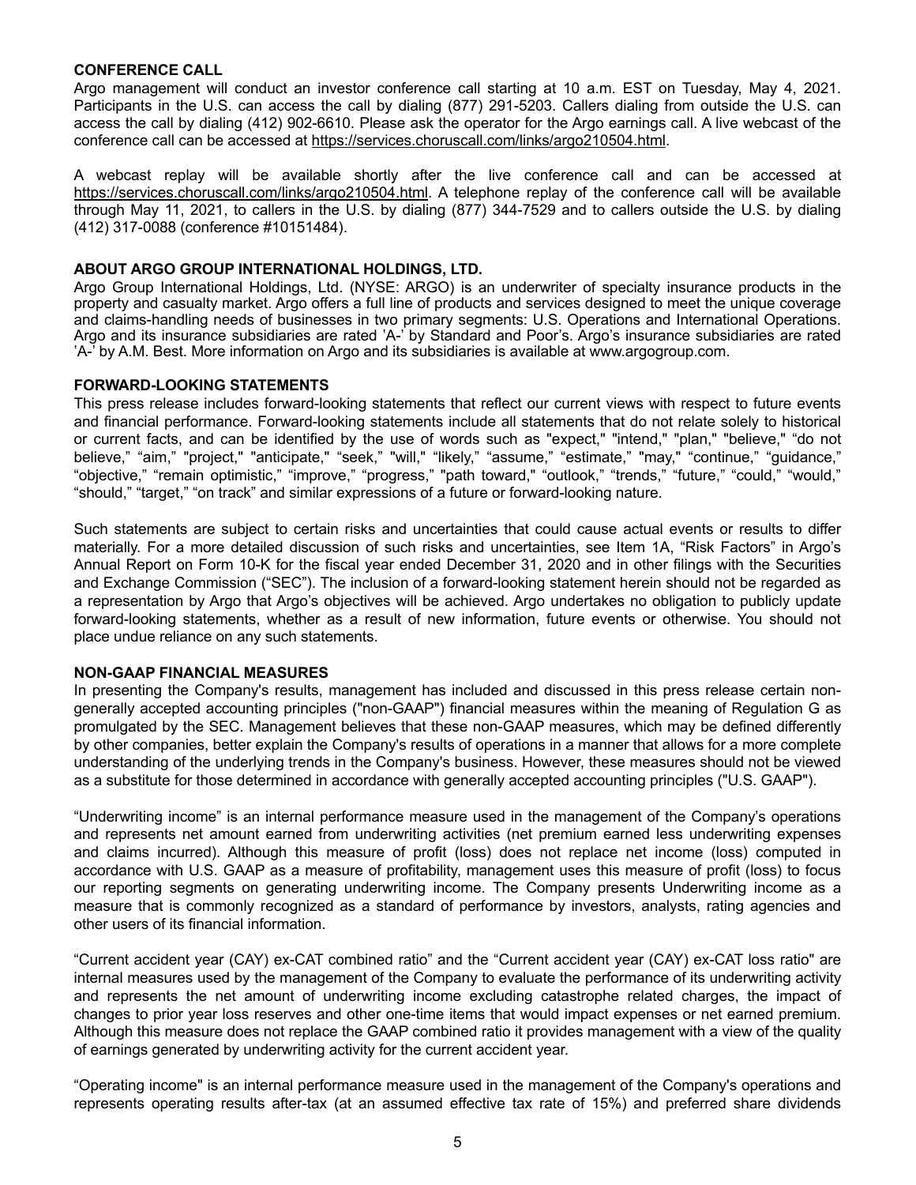**CONFERENCE CALL**

Argo management will conduct an investor conference call starting at 10 a.m. EST on Tuesday, May 4, 2021. Participants in the U.S. can access the call by dialing (877) 291-5203. Callers dialing from outside the U.S. can access the call by dialing (412) 902-6610. Please ask the operator for the Argo earnings call. A live webcast of the conference call can be accessed at https://services.choruscall.com/links/argo210504.html.

A webcast replay will be available shortly after the live conference call and can be accessed at https://services.choruscall.com/links/argo210504.html. A telephone replay of the conference call will be available through May 11, 2021, to callers in the U.S. by dialing (877) 344-7529 and to callers outside the U.S. by dialing (412) 317-0088 (conference #10151484).

**ABOUT ARGO GROUP INTERNATIONAL HOLDINGS, LTD.**

Argo Group International Holdings, Ltd. (NYSE: ARGO) is an underwriter of specialty insurance products in the property and casualty market. Argo offers a full line of products and services designed to meet the unique coverage and claims-handling needs of businesses in two primary segments: U.S. Operations and International Operations. Argo and its insurance subsidiaries are rated 'A-' by Standard and Poor's. Argo's insurance subsidiaries are rated 'A-' by A.M. Best. More information on Argo and its subsidiaries is available at www.argogroup.com.

**FORWARD-LOOKING STATEMENTS**

This press release includes forward-looking statements that reflect our current views with respect to future events and financial performance. Forward-looking statements include all statements that do not relate solely to historical or current facts, and can be identified by the use of words such as "expect," "intend," "plan," "believe," "do not believe," "aim," "project," "anticipate," "seek," "will," "likely," "assume," "estimate," "may," "continue," "guidance," "objective," "remain optimistic," "improve," "progress," "path toward," "outlook," "trends," "future," "could," "would," "should," "target," "on track" and similar expressions of a future or forward-looking nature.

Such statements are subject to certain risks and uncertainties that could cause actual events or results to differ materially. For a more detailed discussion of such risks and uncertainties, see Item 1A, "Risk Factors" in Argo's Annual Report on Form 10-K for the fiscal year ended December 31, 2020 and in other filings with the Securities and Exchange Commission ("SEC"). The inclusion of a forward-looking statement herein should not be regarded as a representation by Argo that Argo's objectives will be achieved. Argo undertakes no obligation to publicly update forward-looking statements, whether as a result of new information, future events or otherwise. You should not place undue reliance on any such statements.

**NON-GAAP FINANCIAL MEASURES**

In presenting the Company's results, management has included and discussed in this press release certain non-generally accepted accounting principles ("non-GAAP") financial measures within the meaning of Regulation G as promulgated by the SEC. Management believes that these non-GAAP measures, which may be defined differently by other companies, better explain the Company's results of operations in a manner that allows for a more complete understanding of the underlying trends in the Company's business. However, these measures should not be viewed as a substitute for those determined in accordance with generally accepted accounting principles ("U.S. GAAP").

"Underwriting income" is an internal performance measure used in the management of the Company's operations and represents net amount earned from underwriting activities (net premium earned less underwriting expenses and claims incurred). Although this measure of profit (loss) does not replace net income (loss) computed in accordance with U.S. GAAP as a measure of profitability, management uses this measure of profit (loss) to focus our reporting segments on generating underwriting income. The Company presents Underwriting income as a measure that is commonly recognized as a standard of performance by investors, analysts, rating agencies and other users of its financial information.

"Current accident year (CAY) ex-CAT combined ratio" and the "Current accident year (CAY) ex-CAT loss ratio" are internal measures used by the management of the Company to evaluate the performance of its underwriting activity and represents the net amount of underwriting income excluding catastrophe related charges, the impact of changes to prior year loss reserves and other one-time items that would impact expenses or net earned premium. Although this measure does not replace the GAAP combined ratio it provides management with a view of the quality of earnings generated by underwriting activity for the current accident year.

"Operating income" is an internal performance measure used in the management of the Company's operations and represents operating results after-tax (at an assumed effective tax rate of 15%) and preferred share dividends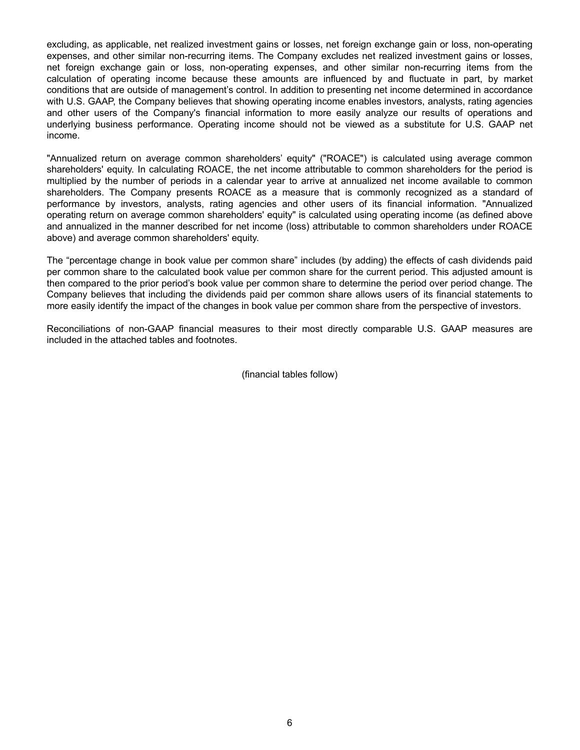excluding, as applicable, net realized investment gains or losses, net foreign exchange gain or loss, non-operating expenses, and other similar non-recurring items. The Company excludes net realized investment gains or losses, net foreign exchange gain or loss, non-operating expenses, and other similar non-recurring items from the calculation of operating income because these amounts are influenced by and fluctuate in part, by market conditions that are outside of management's control. In addition to presenting net income determined in accordance with U.S. GAAP, the Company believes that showing operating income enables investors, analysts, rating agencies and other users of the Company's financial information to more easily analyze our results of operations and underlying business performance. Operating income should not be viewed as a substitute for U.S. GAAP net income.

"Annualized return on average common shareholders' equity" ("ROACE") is calculated using average common shareholders' equity. In calculating ROACE, the net income attributable to common shareholders for the period is multiplied by the number of periods in a calendar year to arrive at annualized net income available to common shareholders. The Company presents ROACE as a measure that is commonly recognized as a standard of performance by investors, analysts, rating agencies and other users of its financial information. "Annualized operating return on average common shareholders' equity" is calculated using operating income (as defined above and annualized in the manner described for net income (loss) attributable to common shareholders under ROACE above) and average common shareholders' equity.

The "percentage change in book value per common share" includes (by adding) the effects of cash dividends paid per common share to the calculated book value per common share for the current period. This adjusted amount is then compared to the prior period's book value per common share to determine the period over period change. The Company believes that including the dividends paid per common share allows users of its financial statements to more easily identify the impact of the changes in book value per common share from the perspective of investors.

Reconciliations of non-GAAP financial measures to their most directly comparable U.S. GAAP measures are included in the attached tables and footnotes.

(financial tables follow)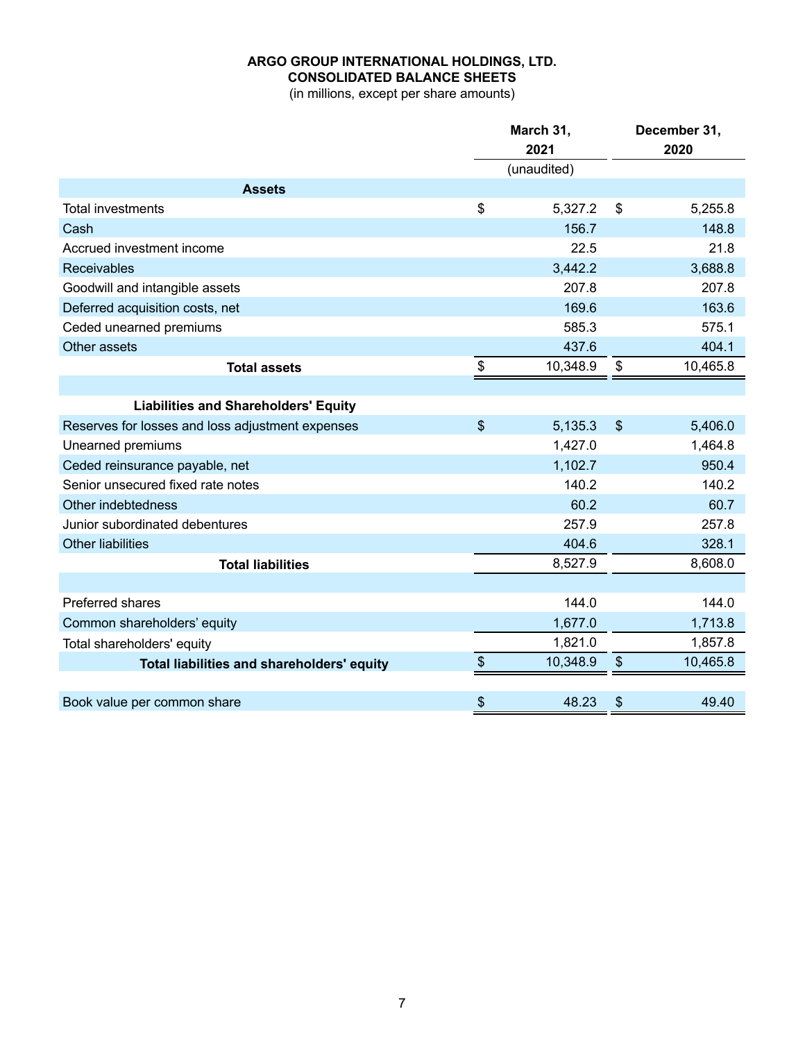**ARGO GROUP INTERNATIONAL HOLDINGS, LTD.**
**CONSOLIDATED BALANCE SHEETS**
(in millions, except per share amounts)

| | March 31, 2021 | December 31, 2020 |
|---|---|---|
| | (unaudited) | |
| **Assets** | | |
| Total investments | $ 5,327.2 | $ 5,255.8 |
| Cash | 156.7 | 148.8 |
| Accrued investment income | 22.5 | 21.8 |
| Receivables | 3,442.2 | 3,688.8 |
| Goodwill and intangible assets | 207.8 | 207.8 |
| Deferred acquisition costs, net | 169.6 | 163.6 |
| Ceded unearned premiums | 585.3 | 575.1 |
| Other assets | 437.6 | 404.1 |
| **Total assets** | $ 10,348.9 | $ 10,465.8 |
| | | |
| **Liabilities and Shareholders' Equity** | | |
| Reserves for losses and loss adjustment expenses | $ 5,135.3 | $ 5,406.0 |
| Unearned premiums | 1,427.0 | 1,464.8 |
| Ceded reinsurance payable, net | 1,102.7 | 950.4 |
| Senior unsecured fixed rate notes | 140.2 | 140.2 |
| Other indebtedness | 60.2 | 60.7 |
| Junior subordinated debentures | 257.9 | 257.8 |
| Other liabilities | 404.6 | 328.1 |
| **Total liabilities** | 8,527.9 | 8,608.0 |
| | | |
| Preferred shares | 144.0 | 144.0 |
| Common shareholders’ equity | 1,677.0 | 1,713.8 |
| Total shareholders' equity | 1,821.0 | 1,857.8 |
| **Total liabilities and shareholders' equity** | $ 10,348.9 | $ 10,465.8 |
| | | |
| Book value per common share | $ 48.23 | $ 49.40 |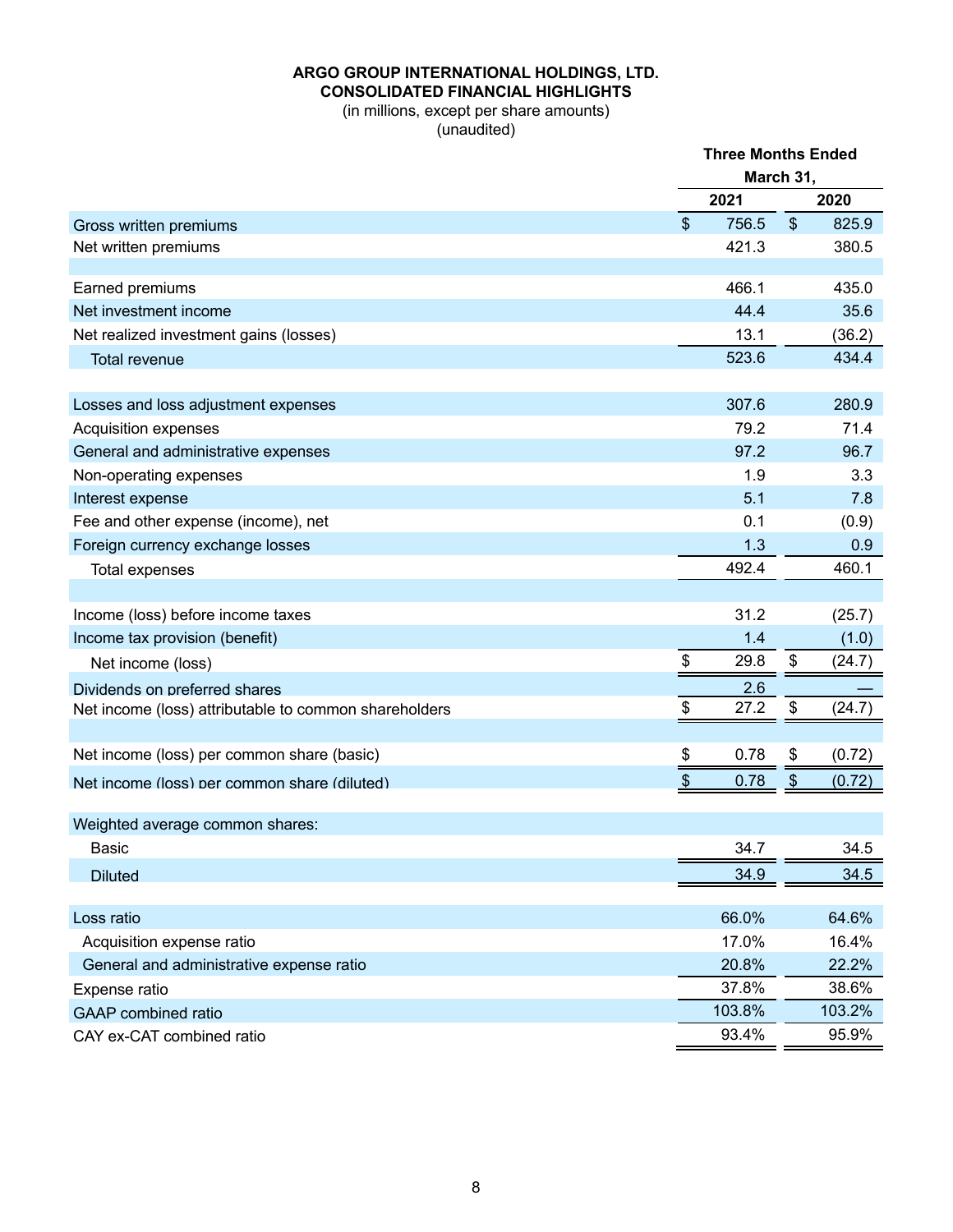**ARGO GROUP INTERNATIONAL HOLDINGS, LTD.**
**CONSOLIDATED FINANCIAL HIGHLIGHTS**
(in millions, except per share amounts)
(unaudited)

| | Three Months Ended March 31, | |
|---|---|---|
| | **2021** | **2020** |
| Gross written premiums | $ 756.5 | $ 825.9 |
| Net written premiums | 421.3 | 380.5 |
| | | |
| Earned premiums | 466.1 | 435.0 |
| Net investment income | 44.4 | 35.6 |
| Net realized investment gains (losses) | 13.1 | (36.2) |
| Total revenue | 523.6 | 434.4 |
| | | |
| Losses and loss adjustment expenses | 307.6 | 280.9 |
| Acquisition expenses | 79.2 | 71.4 |
| General and administrative expenses | 97.2 | 96.7 |
| Non-operating expenses | 1.9 | 3.3 |
| Interest expense | 5.1 | 7.8 |
| Fee and other expense (income), net | 0.1 | (0.9) |
| Foreign currency exchange losses | 1.3 | 0.9 |
| Total expenses | 492.4 | 460.1 |
| | | |
| Income (loss) before income taxes | 31.2 | (25.7) |
| Income tax provision (benefit) | 1.4 | (1.0) |
| Net income (loss) | $ 29.8 | $ (24.7) |
| Dividends on preferred shares | 2.6 | — |
| Net income (loss) attributable to common shareholders | $ 27.2 | $ (24.7) |
| | | |
| Net income (loss) per common share (basic) | $ 0.78 | $ (0.72) |
| Net income (loss) per common share (diluted) | $ 0.78 | $ (0.72) |
| | | |
| Weighted average common shares: | | |
| Basic | 34.7 | 34.5 |
| Diluted | 34.9 | 34.5 |
| | | |
| Loss ratio | 66.0% | 64.6% |
| Acquisition expense ratio | 17.0% | 16.4% |
| General and administrative expense ratio | 20.8% | 22.2% |
| Expense ratio | 37.8% | 38.6% |
| GAAP combined ratio | 103.8% | 103.2% |
| CAY ex-CAT combined ratio | 93.4% | 95.9% |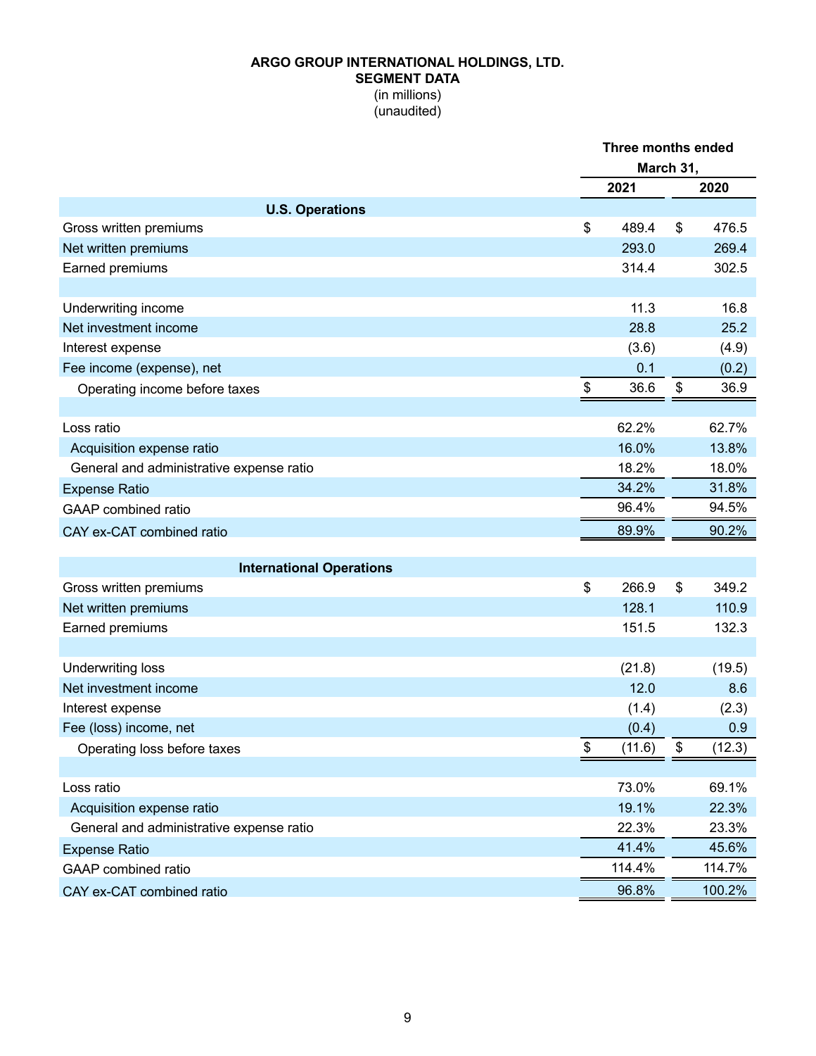**ARGO GROUP INTERNATIONAL HOLDINGS, LTD.**
**SEGMENT DATA**
(in millions)
(unaudited)

| | Three months ended March 31, 2021 | Three months ended March 31, 2020 |
|---|---|---|
| **U.S. Operations** | | |
| Gross written premiums | $ 489.4 | $ 476.5 |
| Net written premiums | 293.0 | 269.4 |
| Earned premiums | 314.4 | 302.5 |
| | | |
| Underwriting income | 11.3 | 16.8 |
| Net investment income | 28.8 | 25.2 |
| Interest expense | (3.6) | (4.9) |
| Fee income (expense), net | 0.1 | (0.2) |
| Operating income before taxes | $ 36.6 | $ 36.9 |
| | | |
| Loss ratio | 62.2% | 62.7% |
| Acquisition expense ratio | 16.0% | 13.8% |
| General and administrative expense ratio | 18.2% | 18.0% |
| Expense Ratio | 34.2% | 31.8% |
| GAAP combined ratio | 96.4% | 94.5% |
| CAY ex-CAT combined ratio | 89.9% | 90.2% |
| | | |
| **International Operations** | | |
| Gross written premiums | $ 266.9 | $ 349.2 |
| Net written premiums | 128.1 | 110.9 |
| Earned premiums | 151.5 | 132.3 |
| | | |
| Underwriting loss | (21.8) | (19.5) |
| Net investment income | 12.0 | 8.6 |
| Interest expense | (1.4) | (2.3) |
| Fee (loss) income, net | (0.4) | 0.9 |
| Operating loss before taxes | $ (11.6) | $ (12.3) |
| | | |
| Loss ratio | 73.0% | 69.1% |
| Acquisition expense ratio | 19.1% | 22.3% |
| General and administrative expense ratio | 22.3% | 23.3% |
| Expense Ratio | 41.4% | 45.6% |
| GAAP combined ratio | 114.4% | 114.7% |
| CAY ex-CAT combined ratio | 96.8% | 100.2% |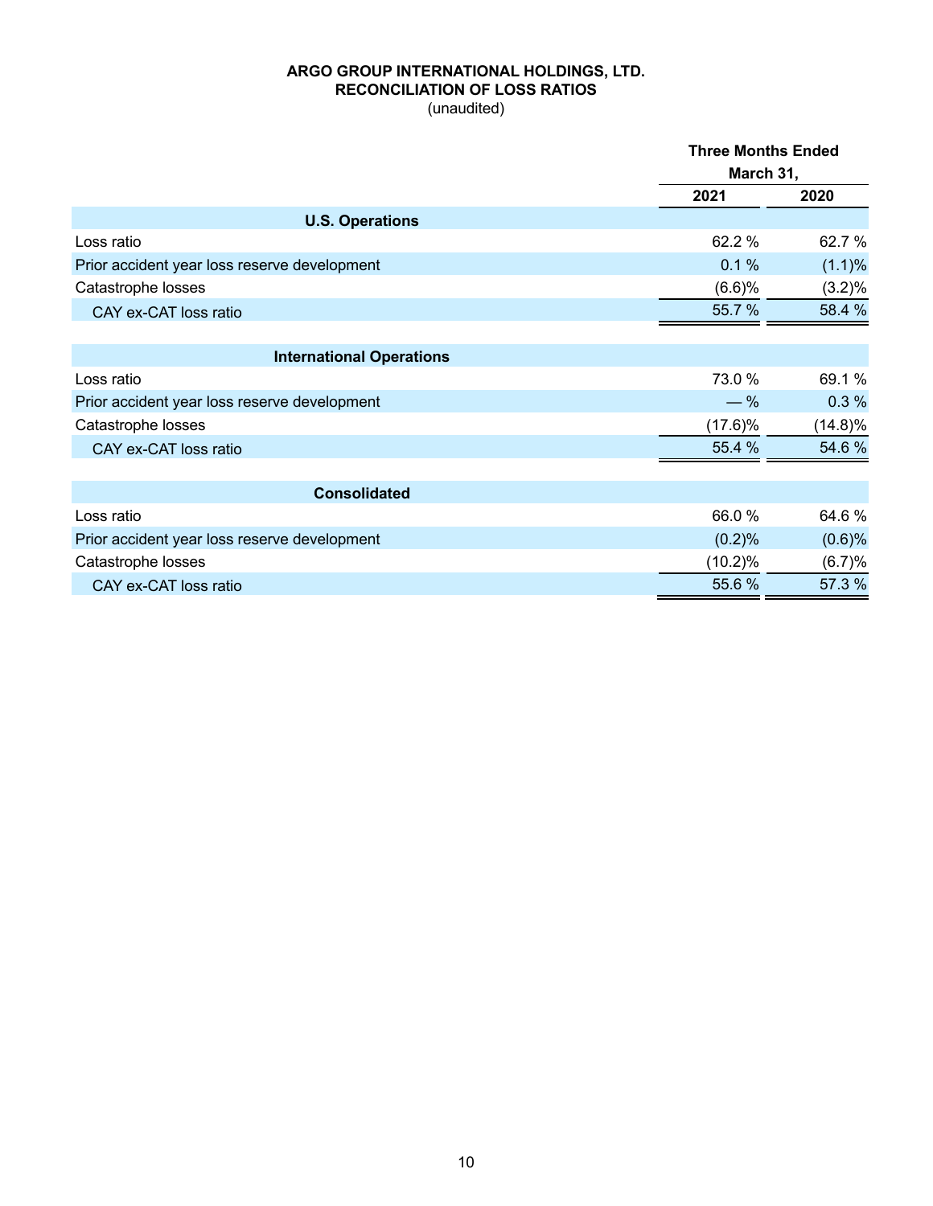**ARGO GROUP INTERNATIONAL HOLDINGS, LTD.**
**RECONCILIATION OF LOSS RATIOS**
(unaudited)

| | Three Months Ended March 31, | |
|---|---|---|
| | 2021 | 2020 |
| **U.S. Operations** | | |
| Loss ratio | 62.2 % | 62.7 % |
| Prior accident year loss reserve development | 0.1 % | (1.1)% |
| Catastrophe losses | (6.6)% | (3.2)% |
| CAY ex-CAT loss ratio | 55.7 % | 58.4 % |
| **International Operations** | | |
| Loss ratio | 73.0 % | 69.1 % |
| Prior accident year loss reserve development | — % | 0.3 % |
| Catastrophe losses | (17.6)% | (14.8)% |
| CAY ex-CAT loss ratio | 55.4 % | 54.6 % |
| **Consolidated** | | |
| Loss ratio | 66.0 % | 64.6 % |
| Prior accident year loss reserve development | (0.2)% | (0.6)% |
| Catastrophe losses | (10.2)% | (6.7)% |
| CAY ex-CAT loss ratio | 55.6 % | 57.3 % |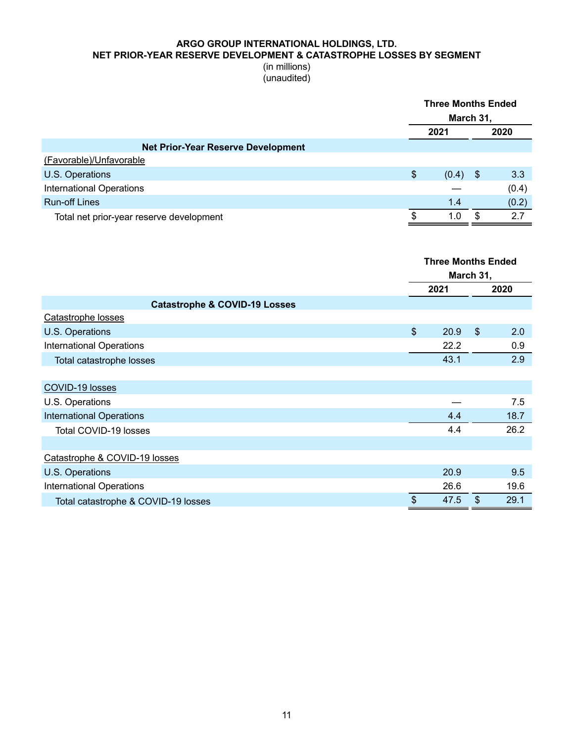**ARGO GROUP INTERNATIONAL HOLDINGS, LTD.**
**NET PRIOR-YEAR RESERVE DEVELOPMENT & CATASTROPHE LOSSES BY SEGMENT**
(in millions)
(unaudited)

| | Three Months Ended March 31, | |
|---|---|---|
| | 2021 | 2020 |
| **Net Prior-Year Reserve Development** | | |
| (Favorable)/Unfavorable | | |
| U.S. Operations | $ (0.4) | $ 3.3 |
| International Operations | — | (0.4) |
| Run-off Lines | 1.4 | (0.2) |
| Total net prior-year reserve development | $ 1.0 | $ 2.7 |

| | Three Months Ended March 31, | |
|---|---|---|
| | 2021 | 2020 |
| **Catastrophe & COVID-19 Losses** | | |
| Catastrophe losses | | |
| U.S. Operations | $ 20.9 | $ 2.0 |
| International Operations | 22.2 | 0.9 |
| Total catastrophe losses | 43.1 | 2.9 |
| | | |
| COVID-19 losses | | |
| U.S. Operations | — | 7.5 |
| International Operations | 4.4 | 18.7 |
| Total COVID-19 losses | 4.4 | 26.2 |
| | | |
| Catastrophe & COVID-19 losses | | |
| U.S. Operations | 20.9 | 9.5 |
| International Operations | 26.6 | 19.6 |
| Total catastrophe & COVID-19 losses | $ 47.5 | $ 29.1 |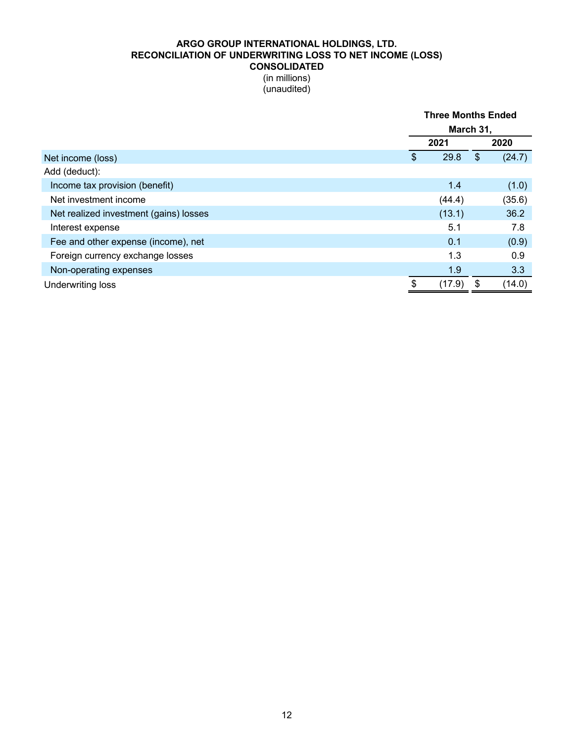**ARGO GROUP INTERNATIONAL HOLDINGS, LTD.**
**RECONCILIATION OF UNDERWRITING LOSS TO NET INCOME (LOSS)**
**CONSOLIDATED**
(in millions)
(unaudited)

| | Three Months Ended March 31, | |
|---|---|---|
| | 2021 | 2020 |
| Net income (loss) | $ 29.8 | $ (24.7) |
| Add (deduct): | | |
| Income tax provision (benefit) | 1.4 | (1.0) |
| Net investment income | (44.4) | (35.6) |
| Net realized investment (gains) losses | (13.1) | 36.2 |
| Interest expense | 5.1 | 7.8 |
| Fee and other expense (income), net | 0.1 | (0.9) |
| Foreign currency exchange losses | 1.3 | 0.9 |
| Non-operating expenses | 1.9 | 3.3 |
| Underwriting loss | $ (17.9) | $ (14.0) |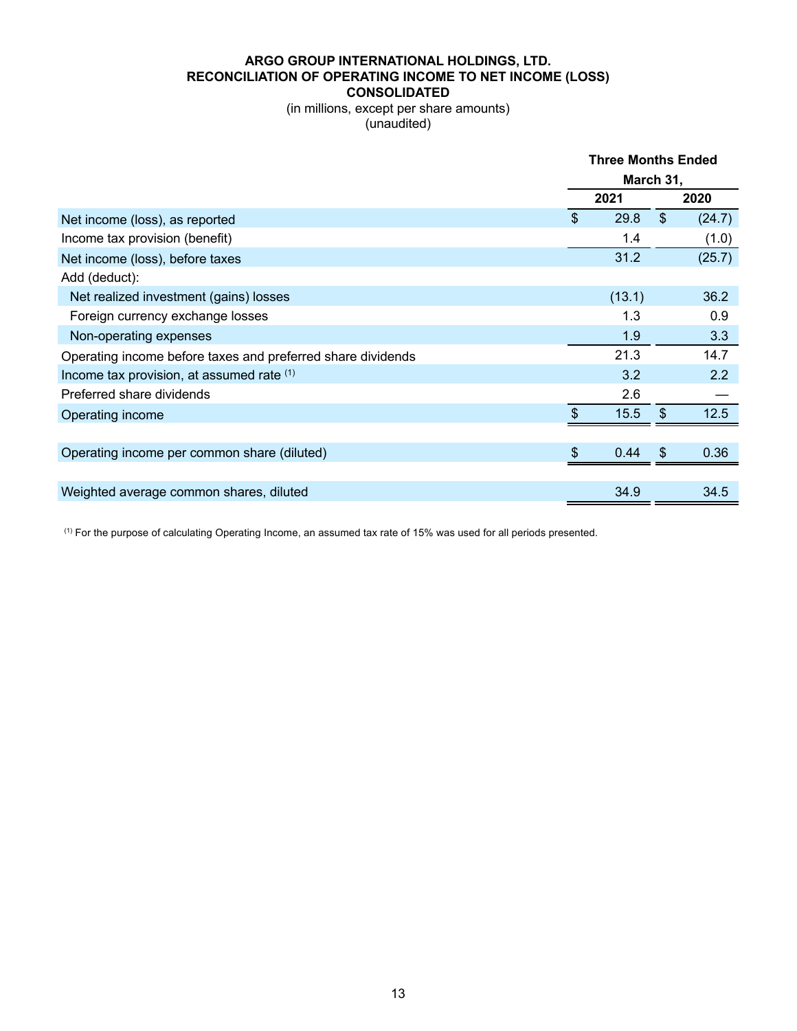**ARGO GROUP INTERNATIONAL HOLDINGS, LTD.**
**RECONCILIATION OF OPERATING INCOME TO NET INCOME (LOSS)**
**CONSOLIDATED**

(in millions, except per share amounts)
(unaudited)

| | Three Months Ended March 31, | |
|---|---|---|
| | 2021 | 2020 |
| Net income (loss), as reported | $ 29.8 | $ (24.7) |
| Income tax provision (benefit) | 1.4 | (1.0) |
| Net income (loss), before taxes | 31.2 | (25.7) |
| Add (deduct): | | |
| Net realized investment (gains) losses | (13.1) | 36.2 |
| Foreign currency exchange losses | 1.3 | 0.9 |
| Non-operating expenses | 1.9 | 3.3 |
| Operating income before taxes and preferred share dividends | 21.3 | 14.7 |
| Income tax provision, at assumed rate [1] | 3.2 | 2.2 |
| Preferred share dividends | 2.6 | — |
| Operating income | $ 15.5 | $ 12.5 |
| | | |
| Operating income per common share (diluted) | $ 0.44 | $ 0.36 |
| | | |
| Weighted average common shares, diluted | 34.9 | 34.5 |

[1] For the purpose of calculating Operating Income, an assumed tax rate of 15% was used for all periods presented.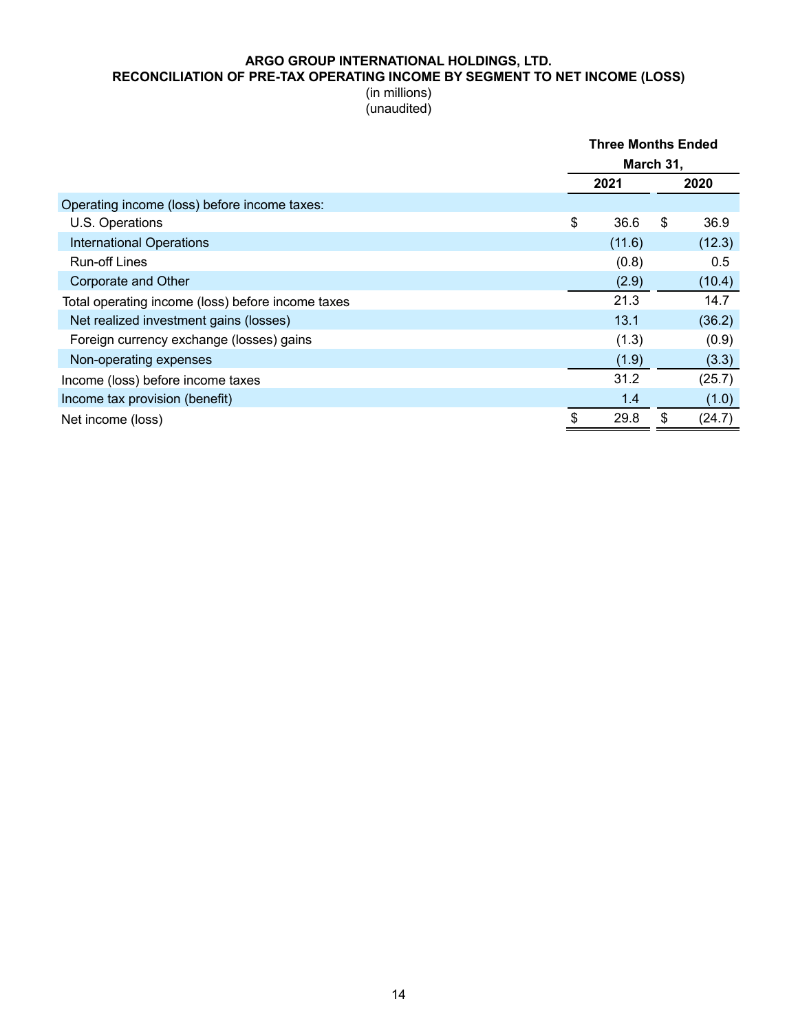**ARGO GROUP INTERNATIONAL HOLDINGS, LTD.**
**RECONCILIATION OF PRE-TAX OPERATING INCOME BY SEGMENT TO NET INCOME (LOSS)**
(in millions)
(unaudited)

| | Three Months Ended March 31, | |
|---|---|---|
| | **2021** | **2020** |
| Operating income (loss) before income taxes: | | |
| U.S. Operations | $ 36.6 | $ 36.9 |
| International Operations | (11.6) | (12.3) |
| Run-off Lines | (0.8) | 0.5 |
| Corporate and Other | (2.9) | (10.4) |
| Total operating income (loss) before income taxes | 21.3 | 14.7 |
| Net realized investment gains (losses) | 13.1 | (36.2) |
| Foreign currency exchange (losses) gains | (1.3) | (0.9) |
| Non-operating expenses | (1.9) | (3.3) |
| Income (loss) before income taxes | 31.2 | (25.7) |
| Income tax provision (benefit) | 1.4 | (1.0) |
| Net income (loss) | $ 29.8 | $ (24.7) |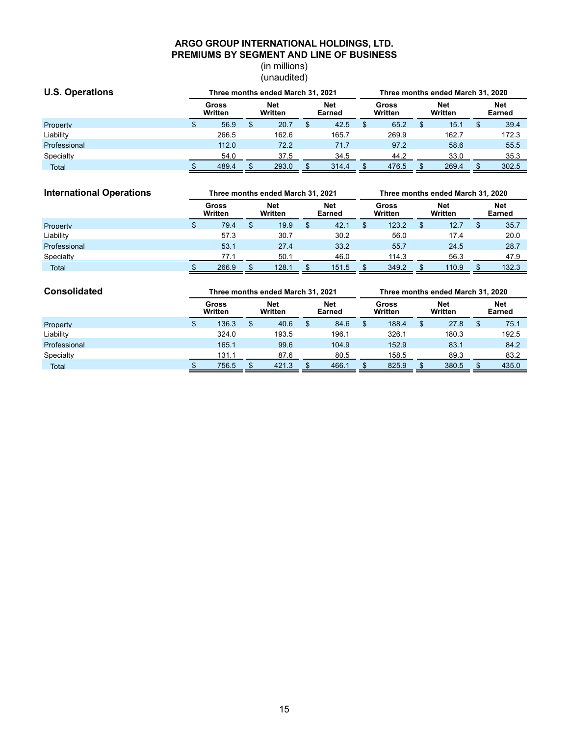# ARGO GROUP INTERNATIONAL HOLDINGS, LTD.
## PREMIUMS BY SEGMENT AND LINE OF BUSINESS

(in millions)
(unaudited)

| U.S. Operations | Three months ended March 31, 2021 | | | Three months ended March 31, 2020 | | |
|---|---|---|---|---|---|---|
| | Gross Written | Net Written | Net Earned | Gross Written | Net Written | Net Earned |
| Property | $ 56.9 | $ 20.7 | $ 42.5 | $ 65.2 | $ 15.1 | $ 39.4 |
| Liability | 266.5 | 162.6 | 165.7 | 269.9 | 162.7 | 172.3 |
| Professional | 112.0 | 72.2 | 71.7 | 97.2 | 58.6 | 55.5 |
| Specialty | 54.0 | 37.5 | 34.5 | 44.2 | 33.0 | 35.3 |
| Total | $ 489.4 | $ 293.0 | $ 314.4 | $ 476.5 | $ 269.4 | $ 302.5 |

| International Operations | Three months ended March 31, 2021 | | | Three months ended March 31, 2020 | | |
|---|---|---|---|---|---|---|
| | Gross Written | Net Written | Net Earned | Gross Written | Net Written | Net Earned |
| Property | $ 79.4 | $ 19.9 | $ 42.1 | $ 123.2 | $ 12.7 | $ 35.7 |
| Liability | 57.3 | 30.7 | 30.2 | 56.0 | 17.4 | 20.0 |
| Professional | 53.1 | 27.4 | 33.2 | 55.7 | 24.5 | 28.7 |
| Specialty | 77.1 | 50.1 | 46.0 | 114.3 | 56.3 | 47.9 |
| Total | $ 266.9 | $ 128.1 | $ 151.5 | $ 349.2 | $ 110.9 | $ 132.3 |

| Consolidated | Three months ended March 31, 2021 | | | Three months ended March 31, 2020 | | |
|---|---|---|---|---|---|---|
| | Gross Written | Net Written | Net Earned | Gross Written | Net Written | Net Earned |
| Property | $ 136.3 | $ 40.6 | $ 84.6 | $ 188.4 | $ 27.8 | $ 75.1 |
| Liability | 324.0 | 193.5 | 196.1 | 326.1 | 180.3 | 192.5 |
| Professional | 165.1 | 99.6 | 104.9 | 152.9 | 83.1 | 84.2 |
| Specialty | 131.1 | 87.6 | 80.5 | 158.5 | 89.3 | 83.2 |
| Total | $ 756.5 | $ 421.3 | $ 466.1 | $ 825.9 | $ 380.5 | $ 435.0 |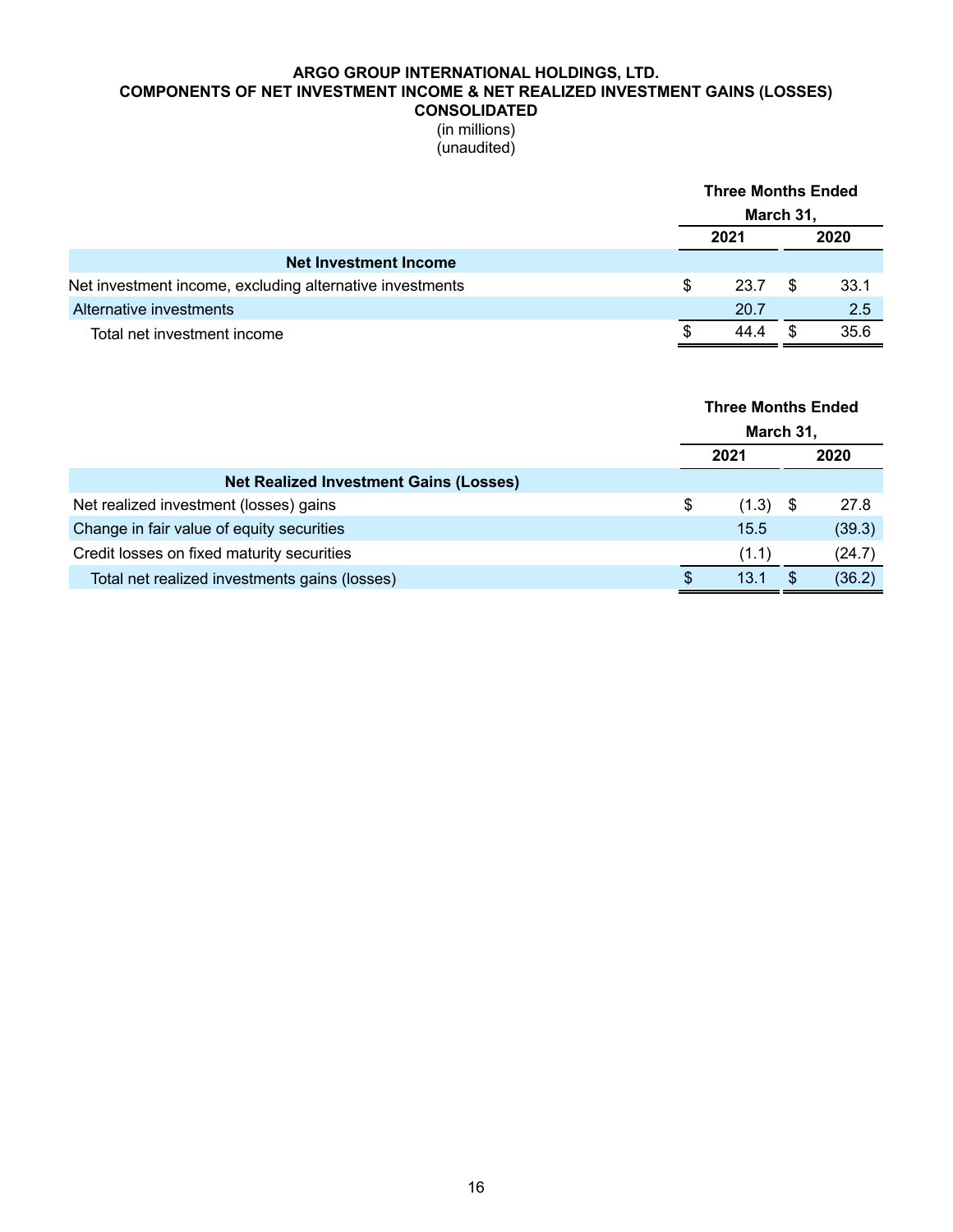**ARGO GROUP INTERNATIONAL HOLDINGS, LTD.**
**COMPONENTS OF NET INVESTMENT INCOME & NET REALIZED INVESTMENT GAINS (LOSSES)**
**CONSOLIDATED**
(in millions)
(unaudited)

| | Three Months Ended March 31, | |
|---|---|---|
| | 2021 | 2020 |
| **Net Investment Income** | | |
| Net investment income, excluding alternative investments | $ 23.7 | $ 33.1 |
| Alternative investments | 20.7 | 2.5 |
| Total net investment income | $ 44.4 | $ 35.6 |

| | Three Months Ended March 31, | |
|---|---|---|
| | 2021 | 2020 |
| **Net Realized Investment Gains (Losses)** | | |
| Net realized investment (losses) gains | $ (1.3) | $ 27.8 |
| Change in fair value of equity securities | 15.5 | (39.3) |
| Credit losses on fixed maturity securities | (1.1) | (24.7) |
| Total net realized investments gains (losses) | $ 13.1 | $ (36.2) |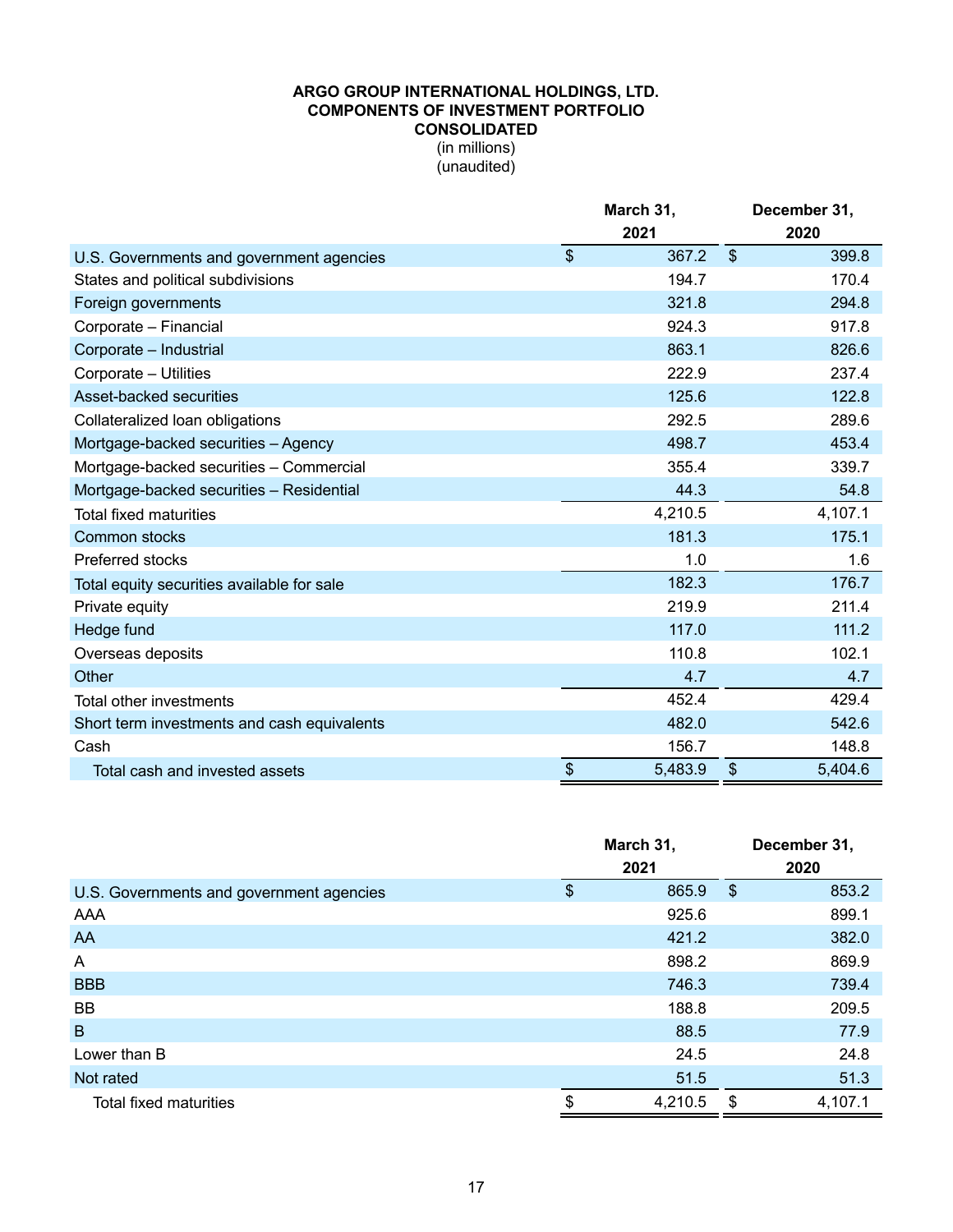**ARGO GROUP INTERNATIONAL HOLDINGS, LTD.**
**COMPONENTS OF INVESTMENT PORTFOLIO**
**CONSOLIDATED**
(in millions)
(unaudited)

| | March 31, 2021 | December 31, 2020 |
|---|---|---|
| U.S. Governments and government agencies | $ 367.2 | $ 399.8 |
| States and political subdivisions | 194.7 | 170.4 |
| Foreign governments | 321.8 | 294.8 |
| Corporate – Financial | 924.3 | 917.8 |
| Corporate – Industrial | 863.1 | 826.6 |
| Corporate – Utilities | 222.9 | 237.4 |
| Asset-backed securities | 125.6 | 122.8 |
| Collateralized loan obligations | 292.5 | 289.6 |
| Mortgage-backed securities – Agency | 498.7 | 453.4 |
| Mortgage-backed securities – Commercial | 355.4 | 339.7 |
| Mortgage-backed securities – Residential | 44.3 | 54.8 |
| Total fixed maturities | 4,210.5 | 4,107.1 |
| Common stocks | 181.3 | 175.1 |
| Preferred stocks | 1.0 | 1.6 |
| Total equity securities available for sale | 182.3 | 176.7 |
| Private equity | 219.9 | 211.4 |
| Hedge fund | 117.0 | 111.2 |
| Overseas deposits | 110.8 | 102.1 |
| Other | 4.7 | 4.7 |
| Total other investments | 452.4 | 429.4 |
| Short term investments and cash equivalents | 482.0 | 542.6 |
| Cash | 156.7 | 148.8 |
| Total cash and invested assets | $ 5,483.9 | $ 5,404.6 |

| | March 31, 2021 | December 31, 2020 |
|---|---|---|
| U.S. Governments and government agencies | $ 865.9 | $ 853.2 |
| AAA | 925.6 | 899.1 |
| AA | 421.2 | 382.0 |
| A | 898.2 | 869.9 |
| BBB | 746.3 | 739.4 |
| BB | 188.8 | 209.5 |
| B | 88.5 | 77.9 |
| Lower than B | 24.5 | 24.8 |
| Not rated | 51.5 | 51.3 |
| Total fixed maturities | $ 4,210.5 | $ 4,107.1 |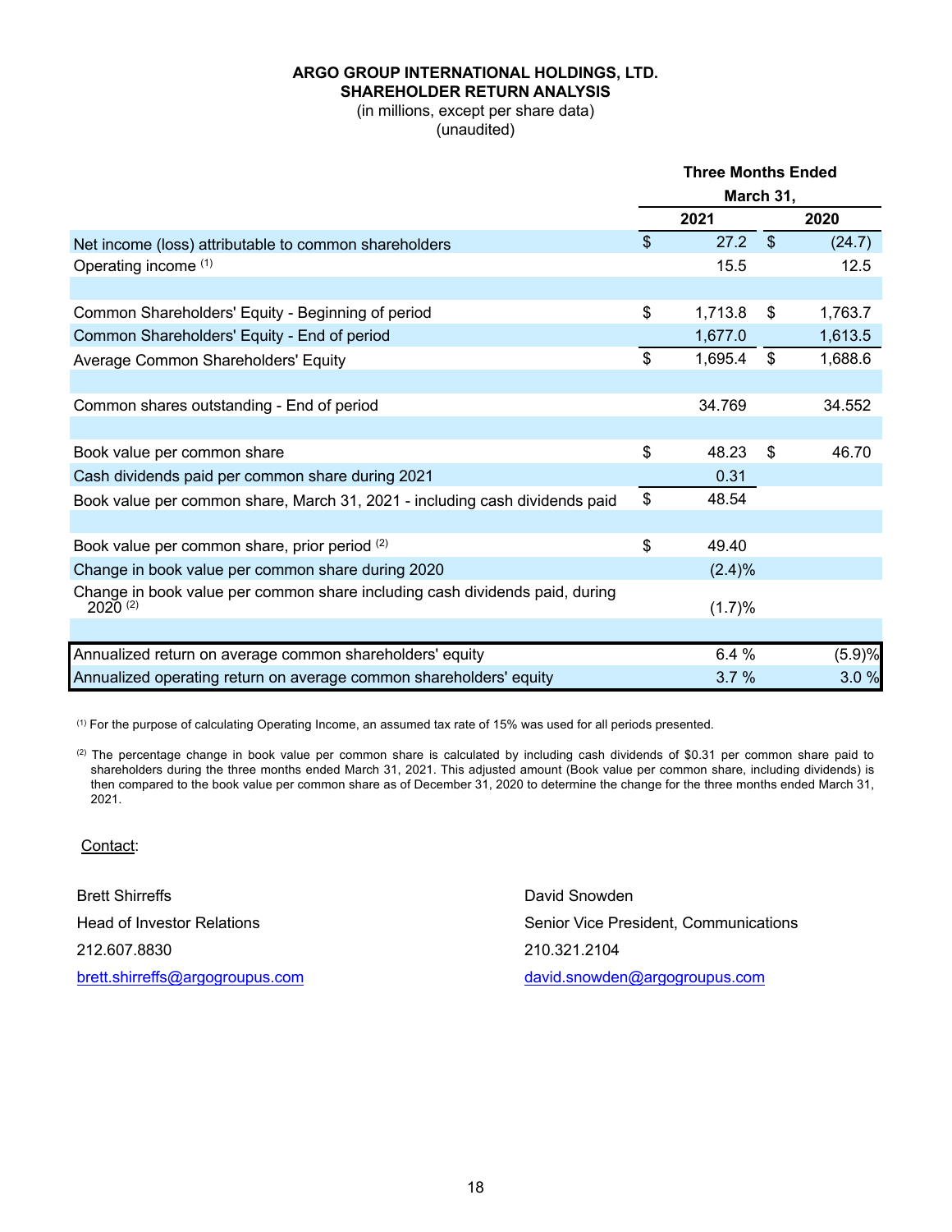**ARGO GROUP INTERNATIONAL HOLDINGS, LTD.**
**SHAREHOLDER RETURN ANALYSIS**
(in millions, except per share data)
(unaudited)

| | Three Months Ended March 31, | |
|---|---|---|
| | 2021 | 2020 |
| Net income (loss) attributable to common shareholders | $ 27.2 | $ (24.7) |
| Operating income [(1)] | 15.5 | 12.5 |
| | | |
| Common Shareholders' Equity - Beginning of period | $ 1,713.8 | $ 1,763.7 |
| Common Shareholders' Equity - End of period | 1,677.0 | 1,613.5 |
| Average Common Shareholders' Equity | $ 1,695.4 | $ 1,688.6 |
| | | |
| Common shares outstanding - End of period | 34.769 | 34.552 |
| | | |
| Book value per common share | $ 48.23 | $ 46.70 |
| Cash dividends paid per common share during 2021 | 0.31 | |
| Book value per common share, March 31, 2021 - including cash dividends paid | $ 48.54 | |
| | | |
| Book value per common share, prior period [(2)] | $ 49.40 | |
| Change in book value per common share during 2020 | (2.4)% | |
| Change in book value per common share including cash dividends paid, during 2020 [(2)] | (1.7)% | |
| | | |
| Annualized return on average common shareholders' equity | 6.4 % | (5.9)% |
| Annualized operating return on average common shareholders' equity | 3.7 % | 3.0 % |

[(1)] For the purpose of calculating Operating Income, an assumed tax rate of 15% was used for all periods presented.

[(2)] The percentage change in book value per common share is calculated by including cash dividends of $0.31 per common share paid to shareholders during the three months ended March 31, 2021. This adjusted amount (Book value per common share, including dividends) is then compared to the book value per common share as of December 31, 2020 to determine the change for the three months ended March 31, 2021.

Contact:

Brett Shirreffs
Head of Investor Relations
212.607.8830
brett.shirreffs@argogroupus.com

David Snowden
Senior Vice President, Communications
210.321.2104
david.snowden@argogroupus.com